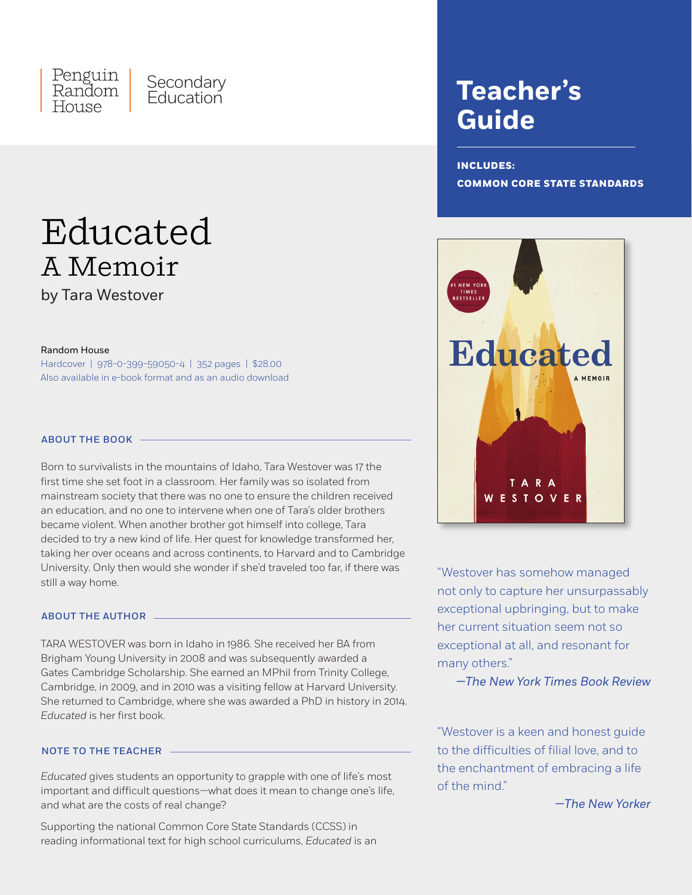Penguin Random House | Secondary Education

# Teacher's Guide

**INCLUDES:**
**COMMON CORE STATE STANDARDS**

# Educated
## A Memoir
by Tara Westover

Random House
Hardcover | 978-0-399-59050-4 | 352 pages | $28.00
Also available in e-book format and as an audio download

### ABOUT THE BOOK

Born to survivalists in the mountains of Idaho, Tara Westover was 17 the first time she set foot in a classroom. Her family was so isolated from mainstream society that there was no one to ensure the children received an education, and no one to intervene when one of Tara's older brothers became violent. When another brother got himself into college, Tara decided to try a new kind of life. Her quest for knowledge transformed her, taking her over oceans and across continents, to Harvard and to Cambridge University. Only then would she wonder if she'd traveled too far, if there was still a way home.

### ABOUT THE AUTHOR

TARA WESTOVER was born in Idaho in 1986. She received her BA from Brigham Young University in 2008 and was subsequently awarded a Gates Cambridge Scholarship. She earned an MPhil from Trinity College, Cambridge, in 2009, and in 2010 was a visiting fellow at Harvard University. She returned to Cambridge, where she was awarded a PhD in history in 2014. *Educated* is her first book.

### NOTE TO THE TEACHER

*Educated* gives students an opportunity to grapple with one of life's most important and difficult questions—what does it mean to change one's life, and what are the costs of real change?

Supporting the national Common Core State Standards (CCSS) in reading informational text for high school curriculums, *Educated* is an

"Westover has somehow managed not only to capture her unsurpassably exceptional upbringing, but to make her current situation seem not so exceptional at all, and resonant for many others."
—*The New York Times Book Review*

"Westover is a keen and honest guide to the difficulties of filial love, and to the enchantment of embracing a life of the mind."
—*The New Yorker*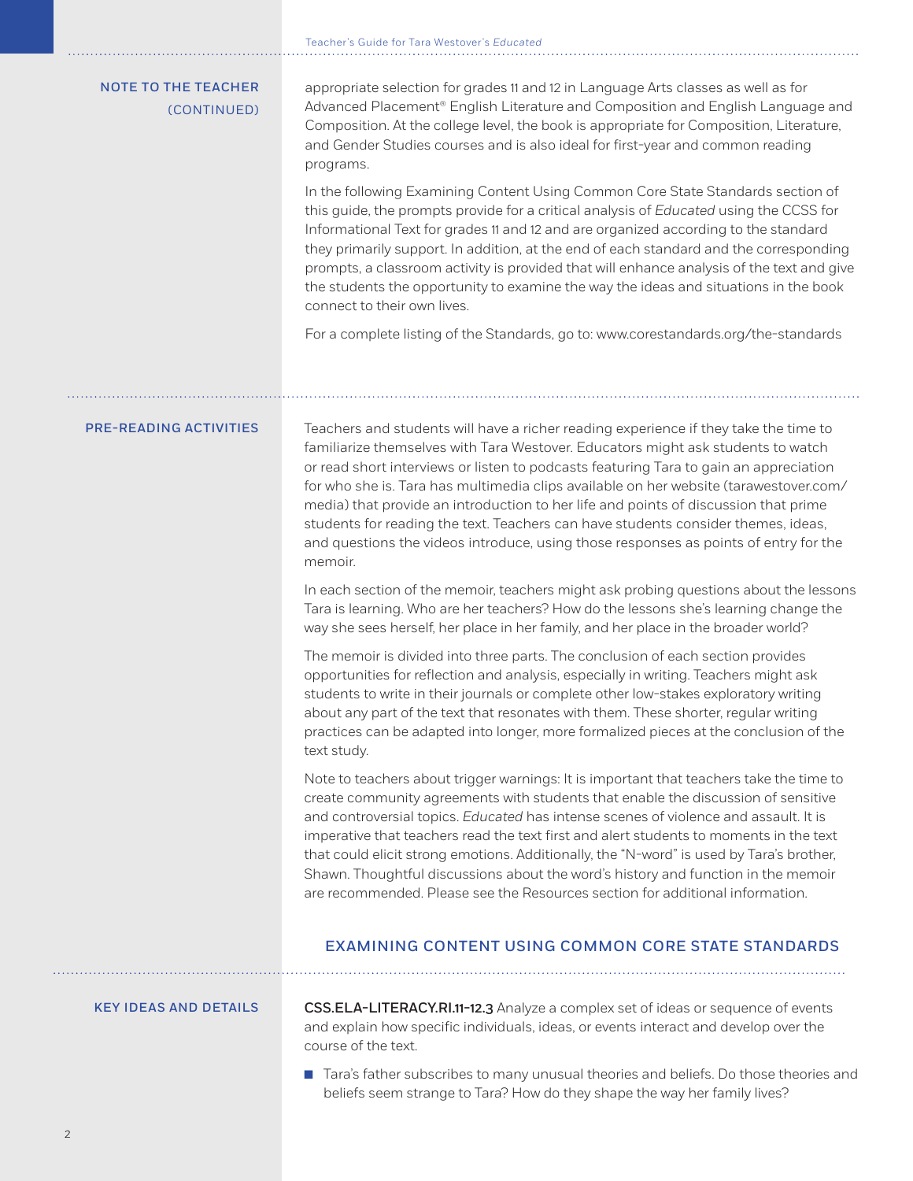## NOTE TO THE TEACHER (CONTINUED)

appropriate selection for grades 11 and 12 in Language Arts classes as well as for Advanced Placement® English Literature and Composition and English Language and Composition. At the college level, the book is appropriate for Composition, Literature, and Gender Studies courses and is also ideal for first-year and common reading programs.

In the following Examining Content Using Common Core State Standards section of this guide, the prompts provide for a critical analysis of *Educated* using the CCSS for Informational Text for grades 11 and 12 and are organized according to the standard they primarily support. In addition, at the end of each standard and the corresponding prompts, a classroom activity is provided that will enhance analysis of the text and give the students the opportunity to examine the way the ideas and situations in the book connect to their own lives.

For a complete listing of the Standards, go to: www.corestandards.org/the-standards

## PRE-READING ACTIVITIES

Teachers and students will have a richer reading experience if they take the time to familiarize themselves with Tara Westover. Educators might ask students to watch or read short interviews or listen to podcasts featuring Tara to gain an appreciation for who she is. Tara has multimedia clips available on her website (tarawestover.com/media) that provide an introduction to her life and points of discussion that prime students for reading the text. Teachers can have students consider themes, ideas, and questions the videos introduce, using those responses as points of entry for the memoir.

In each section of the memoir, teachers might ask probing questions about the lessons Tara is learning. Who are her teachers? How do the lessons she's learning change the way she sees herself, her place in her family, and her place in the broader world?

The memoir is divided into three parts. The conclusion of each section provides opportunities for reflection and analysis, especially in writing. Teachers might ask students to write in their journals or complete other low-stakes exploratory writing about any part of the text that resonates with them. These shorter, regular writing practices can be adapted into longer, more formalized pieces at the conclusion of the text study.

Note to teachers about trigger warnings: It is important that teachers take the time to create community agreements with students that enable the discussion of sensitive and controversial topics. *Educated* has intense scenes of violence and assault. It is imperative that teachers read the text first and alert students to moments in the text that could elicit strong emotions. Additionally, the "N-word" is used by Tara's brother, Shawn. Thoughtful discussions about the word's history and function in the memoir are recommended. Please see the Resources section for additional information.

# EXAMINING CONTENT USING COMMON CORE STATE STANDARDS

## KEY IDEAS AND DETAILS

**CSS.ELA-LITERACY.RI.11-12.3** Analyze a complex set of ideas or sequence of events and explain how specific individuals, ideas, or events interact and develop over the course of the text.

- Tara's father subscribes to many unusual theories and beliefs. Do those theories and beliefs seem strange to Tara? How do they shape the way her family lives?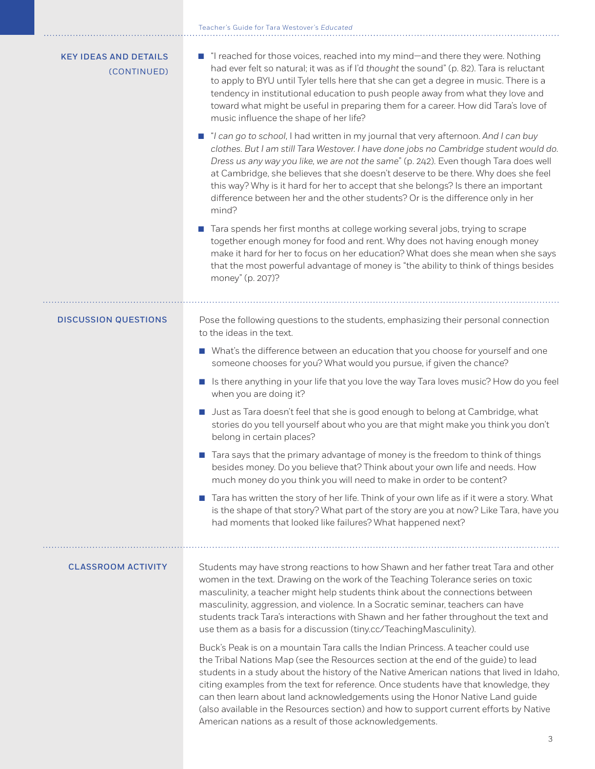## KEY IDEAS AND DETAILS (CONTINUED)

- "I reached for those voices, reached into my mind—and there they were. Nothing had ever felt so natural; it was as if I'd *thought* the sound" (p. 82). Tara is reluctant to apply to BYU until Tyler tells here that she can get a degree in music. There is a tendency in institutional education to push people away from what they love and toward what might be useful in preparing them for a career. How did Tara's love of music influence the shape of her life?
- "*I can go to school*, I had written in my journal that very afternoon. *And I can buy clothes. But I am still Tara Westover. I have done jobs no Cambridge student would do. Dress us any way you like, we are not the same*" (p. 242). Even though Tara does well at Cambridge, she believes that she doesn't deserve to be there. Why does she feel this way? Why is it hard for her to accept that she belongs? Is there an important difference between her and the other students? Or is the difference only in her mind?
- Tara spends her first months at college working several jobs, trying to scrape together enough money for food and rent. Why does not having enough money make it hard for her to focus on her education? What does she mean when she says that the most powerful advantage of money is "the ability to think of things besides money" (p. 207)?

## DISCUSSION QUESTIONS

Pose the following questions to the students, emphasizing their personal connection to the ideas in the text.

- What's the difference between an education that you choose for yourself and one someone chooses for you? What would you pursue, if given the chance?
- Is there anything in your life that you love the way Tara loves music? How do you feel when you are doing it?
- Just as Tara doesn't feel that she is good enough to belong at Cambridge, what stories do you tell yourself about who you are that might make you think you don't belong in certain places?
- Tara says that the primary advantage of money is the freedom to think of things besides money. Do you believe that? Think about your own life and needs. How much money do you think you will need to make in order to be content?
- Tara has written the story of her life. Think of your own life as if it were a story. What is the shape of that story? What part of the story are you at now? Like Tara, have you had moments that looked like failures? What happened next?

## CLASSROOM ACTIVITY

Students may have strong reactions to how Shawn and her father treat Tara and other women in the text. Drawing on the work of the Teaching Tolerance series on toxic masculinity, a teacher might help students think about the connections between masculinity, aggression, and violence. In a Socratic seminar, teachers can have students track Tara's interactions with Shawn and her father throughout the text and use them as a basis for a discussion (tiny.cc/TeachingMasculinity).

Buck's Peak is on a mountain Tara calls the Indian Princess. A teacher could use the Tribal Nations Map (see the Resources section at the end of the guide) to lead students in a study about the history of the Native American nations that lived in Idaho, citing examples from the text for reference. Once students have that knowledge, they can then learn about land acknowledgements using the Honor Native Land guide (also available in the Resources section) and how to support current efforts by Native American nations as a result of those acknowledgements.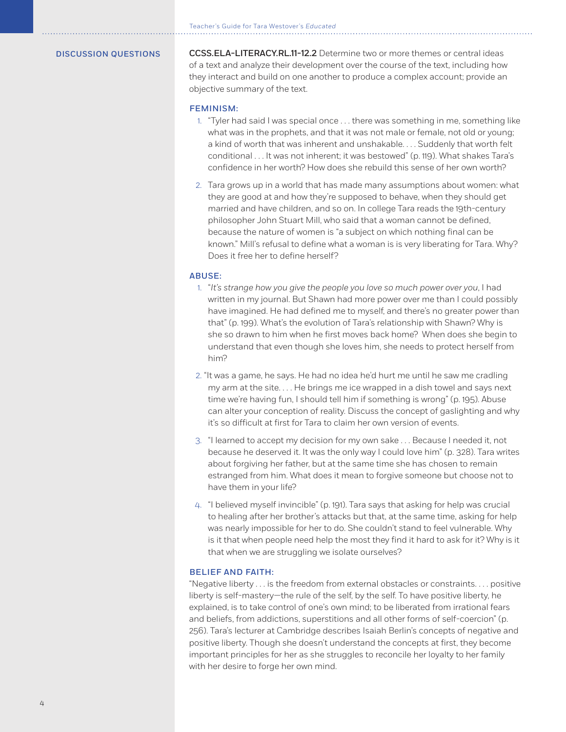## DISCUSSION QUESTIONS

**CCSS.ELA-LITERACY.RL.11-12.2** Determine two or more themes or central ideas of a text and analyze their development over the course of the text, including how they interact and build on one another to produce a complex account; provide an objective summary of the text.

### FEMINISM:

1. "Tyler had said I was special once . . . there was something in me, something like what was in the prophets, and that it was not male or female, not old or young; a kind of worth that was inherent and unshakable. . . . Suddenly that worth felt conditional . . . It was not inherent; it was bestowed" (p. 119). What shakes Tara's confidence in her worth? How does she rebuild this sense of her own worth?
2. Tara grows up in a world that has made many assumptions about women: what they are good at and how they're supposed to behave, when they should get married and have children, and so on. In college Tara reads the 19th-century philosopher John Stuart Mill, who said that a woman cannot be defined, because the nature of women is "a subject on which nothing final can be known." Mill's refusal to define what a woman is is very liberating for Tara. Why? Does it free her to define herself?

### ABUSE:

1. "*It's strange how you give the people you love so much power over you*, I had written in my journal. But Shawn had more power over me than I could possibly have imagined. He had defined me to myself, and there's no greater power than that" (p. 199). What's the evolution of Tara's relationship with Shawn? Why is she so drawn to him when he first moves back home? When does she begin to understand that even though she loves him, she needs to protect herself from him?
2. "It was a game, he says. He had no idea he'd hurt me until he saw me cradling my arm at the site. . . . He brings me ice wrapped in a dish towel and says next time we're having fun, I should tell him if something is wrong" (p. 195). Abuse can alter your conception of reality. Discuss the concept of gaslighting and why it's so difficult at first for Tara to claim her own version of events.
3. "I learned to accept my decision for my own sake . . . Because I needed it, not because he deserved it. It was the only way I could love him" (p. 328). Tara writes about forgiving her father, but at the same time she has chosen to remain estranged from him. What does it mean to forgive someone but choose not to have them in your life?
4. "I believed myself invincible" (p. 191). Tara says that asking for help was crucial to healing after her brother's attacks but that, at the same time, asking for help was nearly impossible for her to do. She couldn't stand to feel vulnerable. Why is it that when people need help the most they find it hard to ask for it? Why is it that when we are struggling we isolate ourselves?

### BELIEF AND FAITH:

"Negative liberty . . . is the freedom from external obstacles or constraints. . . . positive liberty is self-mastery—the rule of the self, by the self. To have positive liberty, he explained, is to take control of one's own mind; to be liberated from irrational fears and beliefs, from addictions, superstitions and all other forms of self-coercion" (p. 256). Tara's lecturer at Cambridge describes Isaiah Berlin's concepts of negative and positive liberty. Though she doesn't understand the concepts at first, they become important principles for her as she struggles to reconcile her loyalty to her family with her desire to forge her own mind.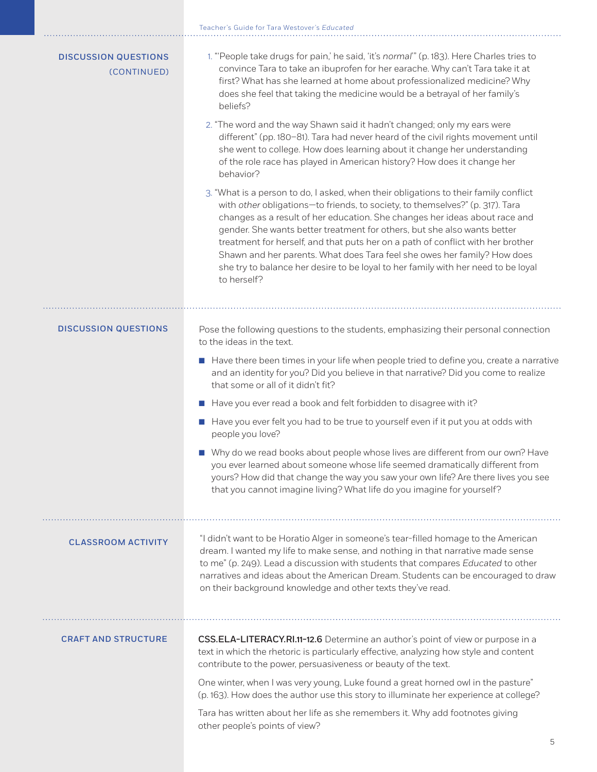## DISCUSSION QUESTIONS (CONTINUED)

1. "'People take drugs for pain,' he said, 'it's *normal*'" (p. 183). Here Charles tries to convince Tara to take an ibuprofen for her earache. Why can't Tara take it at first? What has she learned at home about professionalized medicine? Why does she feel that taking the medicine would be a betrayal of her family's beliefs?

2. "The word and the way Shawn said it hadn't changed; only my ears were different" (pp. 180–81). Tara had never heard of the civil rights movement until she went to college. How does learning about it change her understanding of the role race has played in American history? How does it change her behavior?

3. "What is a person to do, I asked, when their obligations to their family conflict with *other* obligations—to friends, to society, to themselves?" (p. 317). Tara changes as a result of her education. She changes her ideas about race and gender. She wants better treatment for others, but she also wants better treatment for herself, and that puts her on a path of conflict with her brother Shawn and her parents. What does Tara feel she owes her family? How does she try to balance her desire to be loyal to her family with her need to be loyal to herself?

## DISCUSSION QUESTIONS

Pose the following questions to the students, emphasizing their personal connection to the ideas in the text.

- Have there been times in your life when people tried to define you, create a narrative and an identity for you? Did you believe in that narrative? Did you come to realize that some or all of it didn't fit?
- Have you ever read a book and felt forbidden to disagree with it?
- Have you ever felt you had to be true to yourself even if it put you at odds with people you love?
- Why do we read books about people whose lives are different from our own? Have you ever learned about someone whose life seemed dramatically different from yours? How did that change the way you saw your own life? Are there lives you see that you cannot imagine living? What life do you imagine for yourself?

## CLASSROOM ACTIVITY

"I didn't want to be Horatio Alger in someone's tear-filled homage to the American dream. I wanted my life to make sense, and nothing in that narrative made sense to me" (p. 249). Lead a discussion with students that compares *Educated* to other narratives and ideas about the American Dream. Students can be encouraged to draw on their background knowledge and other texts they've read.

## CRAFT AND STRUCTURE

**CSS.ELA-LITERACY.RI.11-12.6** Determine an author's point of view or purpose in a text in which the rhetoric is particularly effective, analyzing how style and content contribute to the power, persuasiveness or beauty of the text.

One winter, when I was very young, Luke found a great horned owl in the pasture" (p. 163). How does the author use this story to illuminate her experience at college?

Tara has written about her life as she remembers it. Why add footnotes giving other people's points of view?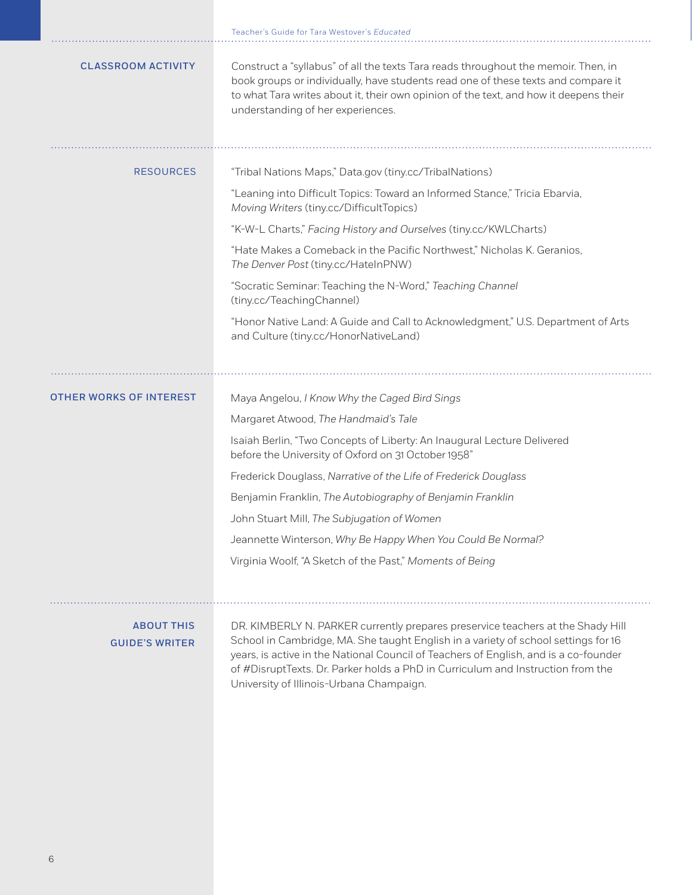## CLASSROOM ACTIVITY

Construct a "syllabus" of all the texts Tara reads throughout the memoir. Then, in book groups or individually, have students read one of these texts and compare it to what Tara writes about it, their own opinion of the text, and how it deepens their understanding of her experiences.

## RESOURCES

"Tribal Nations Maps," Data.gov (tiny.cc/TribalNations)

"Leaning into Difficult Topics: Toward an Informed Stance," Tricia Ebarvia, *Moving Writers* (tiny.cc/DifficultTopics)

"K-W-L Charts," *Facing History and Ourselves* (tiny.cc/KWLCharts)

"Hate Makes a Comeback in the Pacific Northwest," Nicholas K. Geranios, *The Denver Post* (tiny.cc/HateInPNW)

"Socratic Seminar: Teaching the N-Word," *Teaching Channel* (tiny.cc/TeachingChannel)

"Honor Native Land: A Guide and Call to Acknowledgment," U.S. Department of Arts and Culture (tiny.cc/HonorNativeLand)

## OTHER WORKS OF INTEREST

Maya Angelou, *I Know Why the Caged Bird Sings*

Margaret Atwood, *The Handmaid's Tale*

Isaiah Berlin, "Two Concepts of Liberty: An Inaugural Lecture Delivered before the University of Oxford on 31 October 1958"

Frederick Douglass, *Narrative of the Life of Frederick Douglass*

Benjamin Franklin, *The Autobiography of Benjamin Franklin*

John Stuart Mill, *The Subjugation of Women*

Jeannette Winterson, *Why Be Happy When You Could Be Normal?*

Virginia Woolf, "A Sketch of the Past," *Moments of Being*

## ABOUT THIS GUIDE'S WRITER

DR. KIMBERLY N. PARKER currently prepares preservice teachers at the Shady Hill School in Cambridge, MA. She taught English in a variety of school settings for 16 years, is active in the National Council of Teachers of English, and is a co-founder of #DisruptTexts. Dr. Parker holds a PhD in Curriculum and Instruction from the University of Illinois-Urbana Champaign.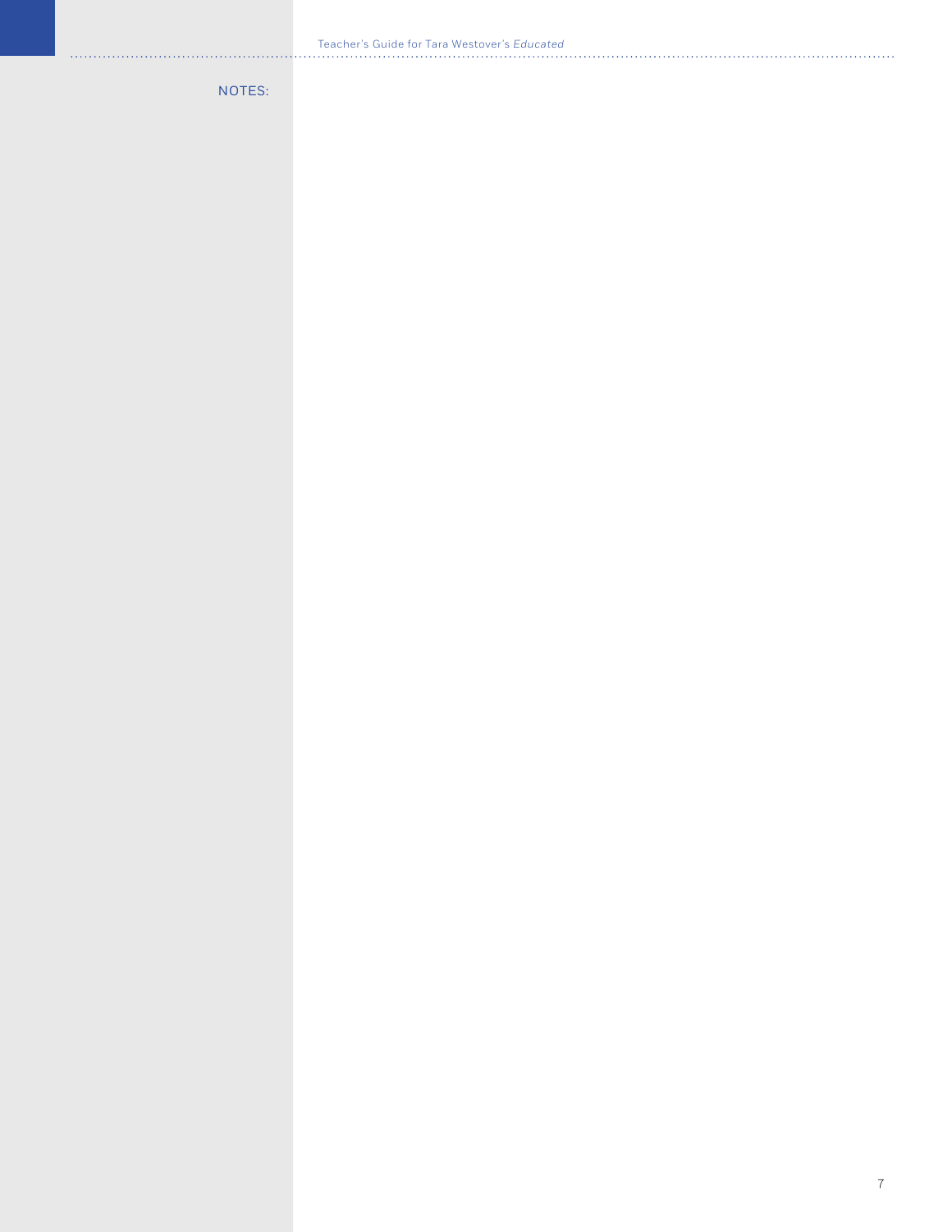NOTES: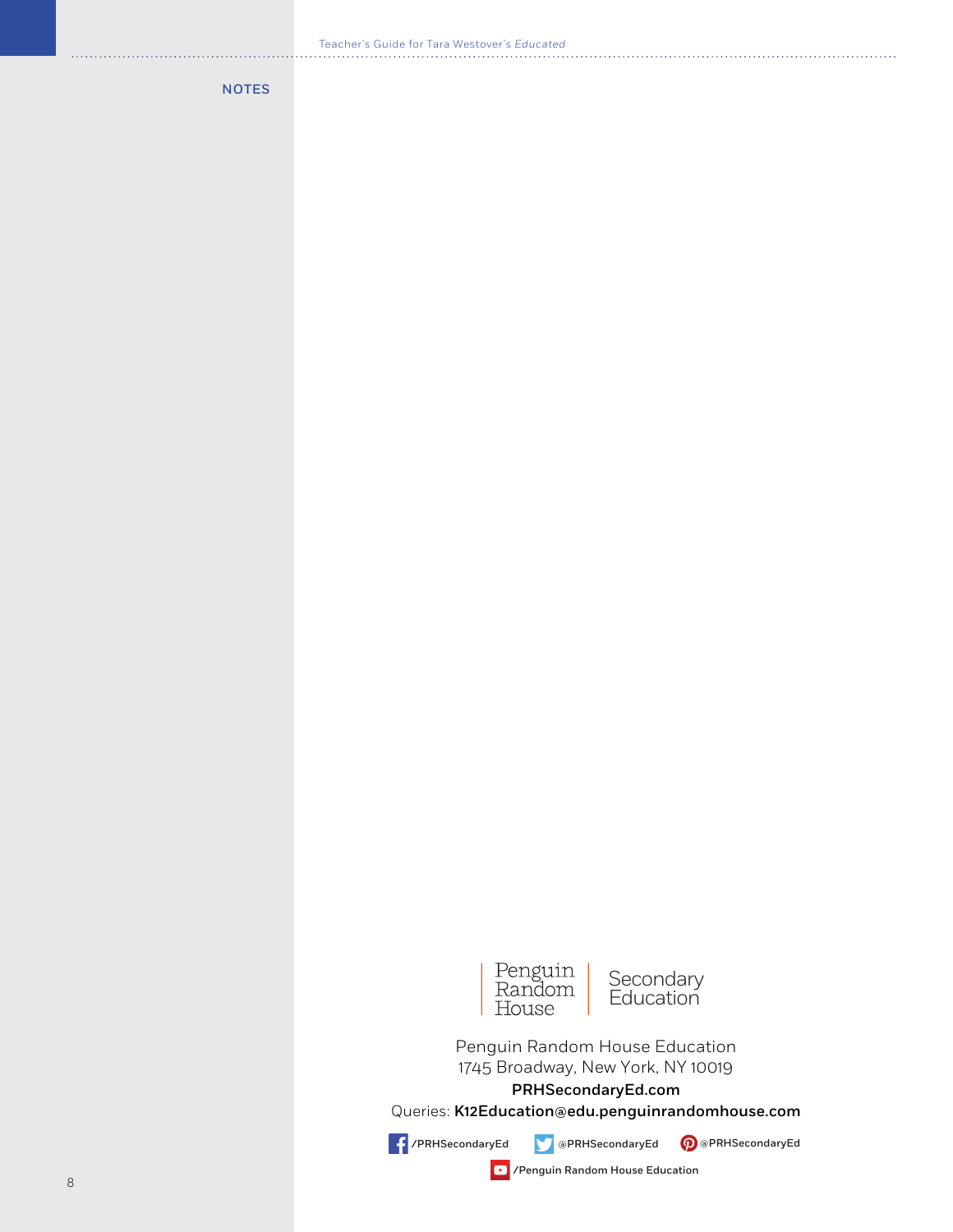NOTES

Penguin Random House | Secondary Education

Penguin Random House Education
1745 Broadway, New York, NY 10019

**PRHSecondaryEd.com**

Queries: **K12Education@edu.penguinrandomhouse.com**

/PRHSecondaryEd @PRHSecondaryEd @PRHSecondaryEd

/Penguin Random House Education